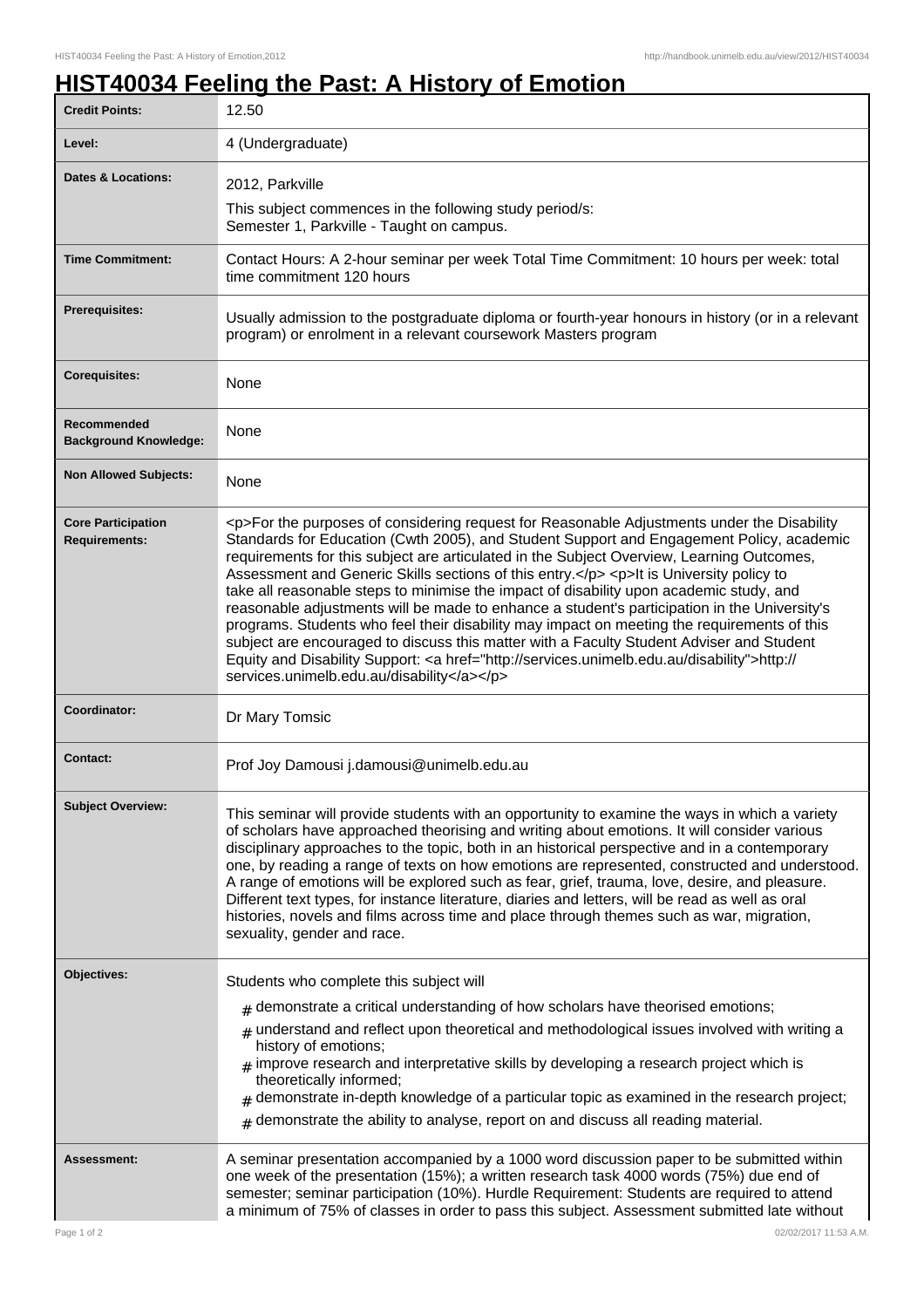# HIST40034 Feeling the Past: A History of Emotion

| | |
|---|---|
| **Credit Points:** | 12.50 |
| **Level:** | 4 (Undergraduate) |
| **Dates & Locations:** | 2012, Parkville<br>This subject commences in the following study period/s:<br>Semester 1, Parkville - Taught on campus. |
| **Time Commitment:** | Contact Hours: A 2-hour seminar per week Total Time Commitment: 10 hours per week: total time commitment 120 hours |
| **Prerequisites:** | Usually admission to the postgraduate diploma or fourth-year honours in history (or in a relevant program) or enrolment in a relevant coursework Masters program |
| **Corequisites:** | None |
| **Recommended Background Knowledge:** | None |
| **Non Allowed Subjects:** | None |
| **Core Participation Requirements:** | <p>For the purposes of considering request for Reasonable Adjustments under the Disability Standards for Education (Cwth 2005), and Student Support and Engagement Policy, academic requirements for this subject are articulated in the Subject Overview, Learning Outcomes, Assessment and Generic Skills sections of this entry.</p> <p>It is University policy to take all reasonable steps to minimise the impact of disability upon academic study, and reasonable adjustments will be made to enhance a student's participation in the University's programs. Students who feel their disability may impact on meeting the requirements of this subject are encouraged to discuss this matter with a Faculty Student Adviser and Student Equity and Disability Support: <a href="http://services.unimelb.edu.au/disability">http://services.unimelb.edu.au/disability</a></p> |
| **Coordinator:** | Dr Mary Tomsic |
| **Contact:** | Prof Joy Damousi j.damousi@unimelb.edu.au |
| **Subject Overview:** | This seminar will provide students with an opportunity to examine the ways in which a variety of scholars have approached theorising and writing about emotions. It will consider various disciplinary approaches to the topic, both in an historical perspective and in a contemporary one, by reading a range of texts on how emotions are represented, constructed and understood. A range of emotions will be explored such as fear, grief, trauma, love, desire, and pleasure. Different text types, for instance literature, diaries and letters, will be read as well as oral histories, novels and films across time and place through themes such as war, migration, sexuality, gender and race. |
| **Objectives:** | Students who complete this subject will<br># demonstrate a critical understanding of how scholars have theorised emotions;<br># understand and reflect upon theoretical and methodological issues involved with writing a history of emotions;<br># improve research and interpretative skills by developing a research project which is theoretically informed;<br># demonstrate in-depth knowledge of a particular topic as examined in the research project;<br># demonstrate the ability to analyse, report on and discuss all reading material. |
| **Assessment:** | A seminar presentation accompanied by a 1000 word discussion paper to be submitted within one week of the presentation (15%); a written research task 4000 words (75%) due end of semester; seminar participation (10%). Hurdle Requirement: Students are required to attend a minimum of 75% of classes in order to pass this subject. Assessment submitted late without |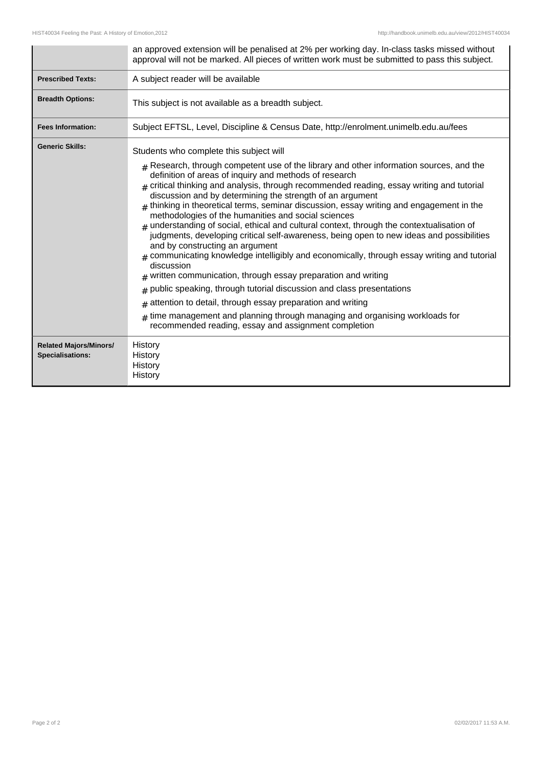| | |
|---|---|
| | an approved extension will be penalised at 2% per working day. In-class tasks missed without approval will not be marked. All pieces of written work must be submitted to pass this subject. |
| **Prescribed Texts:** | A subject reader will be available |
| **Breadth Options:** | This subject is not available as a breadth subject. |
| **Fees Information:** | Subject EFTSL, Level, Discipline & Census Date, http://enrolment.unimelb.edu.au/fees |
| **Generic Skills:** | Students who complete this subject will<br># Research, through competent use of the library and other information sources, and the definition of areas of inquiry and methods of research<br># critical thinking and analysis, through recommended reading, essay writing and tutorial discussion and by determining the strength of an argument<br># thinking in theoretical terms, seminar discussion, essay writing and engagement in the methodologies of the humanities and social sciences<br># understanding of social, ethical and cultural context, through the contextualisation of judgments, developing critical self-awareness, being open to new ideas and possibilities and by constructing an argument<br># communicating knowledge intelligibly and economically, through essay writing and tutorial discussion<br># written communication, through essay preparation and writing<br># public speaking, through tutorial discussion and class presentations<br># attention to detail, through essay preparation and writing<br># time management and planning through managing and organising workloads for recommended reading, essay and assignment completion |
| **Related Majors/Minors/ Specialisations:** | History<br>History<br>History<br>History |